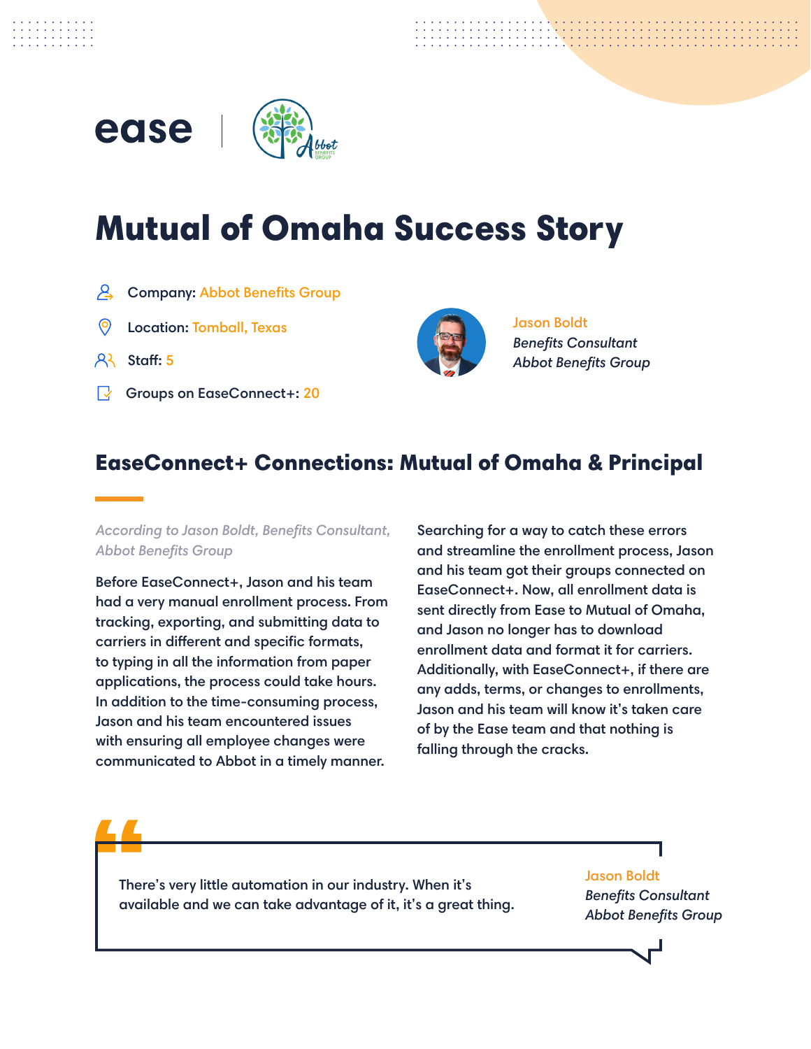# Mutual of Omaha Success Story

- **Company:** Abbot Benefits Group
- **Location:** Tomball, Texas
- **Staff:** 5
- **Groups on EaseConnect+:** 20

Jason Boldt
*Benefits Consultant*
*Abbot Benefits Group*

## EaseConnect+ Connections: Mutual of Omaha & Principal

*According to Jason Boldt, Benefits Consultant, Abbot Benefits Group*

Before EaseConnect+, Jason and his team had a very manual enrollment process. From tracking, exporting, and submitting data to carriers in different and specific formats, to typing in all the information from paper applications, the process could take hours. In addition to the time-consuming process, Jason and his team encountered issues with ensuring all employee changes were communicated to Abbot in a timely manner.

Searching for a way to catch these errors and streamline the enrollment process, Jason and his team got their groups connected on EaseConnect+. Now, all enrollment data is sent directly from Ease to Mutual of Omaha, and Jason no longer has to download enrollment data and format it for carriers. Additionally, with EaseConnect+, if there are any adds, terms, or changes to enrollments, Jason and his team will know it's taken care of by the Ease team and that nothing is falling through the cracks.

> There's very little automation in our industry. When it's available and we can take advantage of it, it's a great thing.
>
> Jason Boldt
> *Benefits Consultant*
> *Abbot Benefits Group*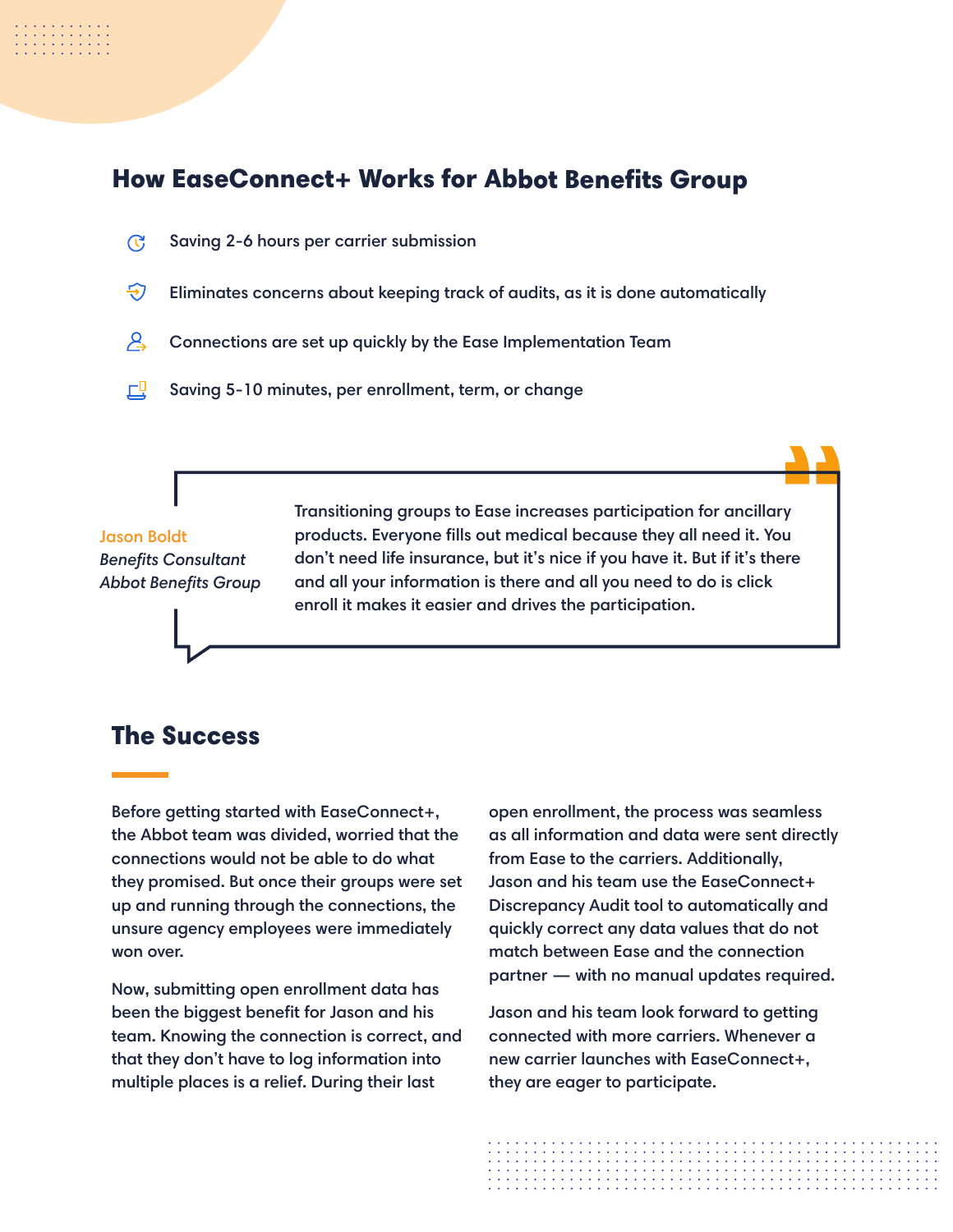## How EaseConnect+ Works for Abbot Benefits Group

- Saving 2-6 hours per carrier submission
- Eliminates concerns about keeping track of audits, as it is done automatically
- Connections are set up quickly by the Ease Implementation Team
- Saving 5-10 minutes, per enrollment, term, or change

> Transitioning groups to Ease increases participation for ancillary products. Everyone fills out medical because they all need it. You don't need life insurance, but it's nice if you have it. But if it's there and all your information is there and all you need to do is click enroll it makes it easier and drives the participation.
>
> Jason Boldt
> *Benefits Consultant*
> *Abbot Benefits Group*

## The Success

Before getting started with EaseConnect+, the Abbot team was divided, worried that the connections would not be able to do what they promised. But once their groups were set up and running through the connections, the unsure agency employees were immediately won over.

Now, submitting open enrollment data has been the biggest benefit for Jason and his team. Knowing the connection is correct, and that they don't have to log information into multiple places is a relief. During their last open enrollment, the process was seamless as all information and data were sent directly from Ease to the carriers. Additionally, Jason and his team use the EaseConnect+ Discrepancy Audit tool to automatically and quickly correct any data values that do not match between Ease and the connection partner — with no manual updates required.

Jason and his team look forward to getting connected with more carriers. Whenever a new carrier launches with EaseConnect+, they are eager to participate.